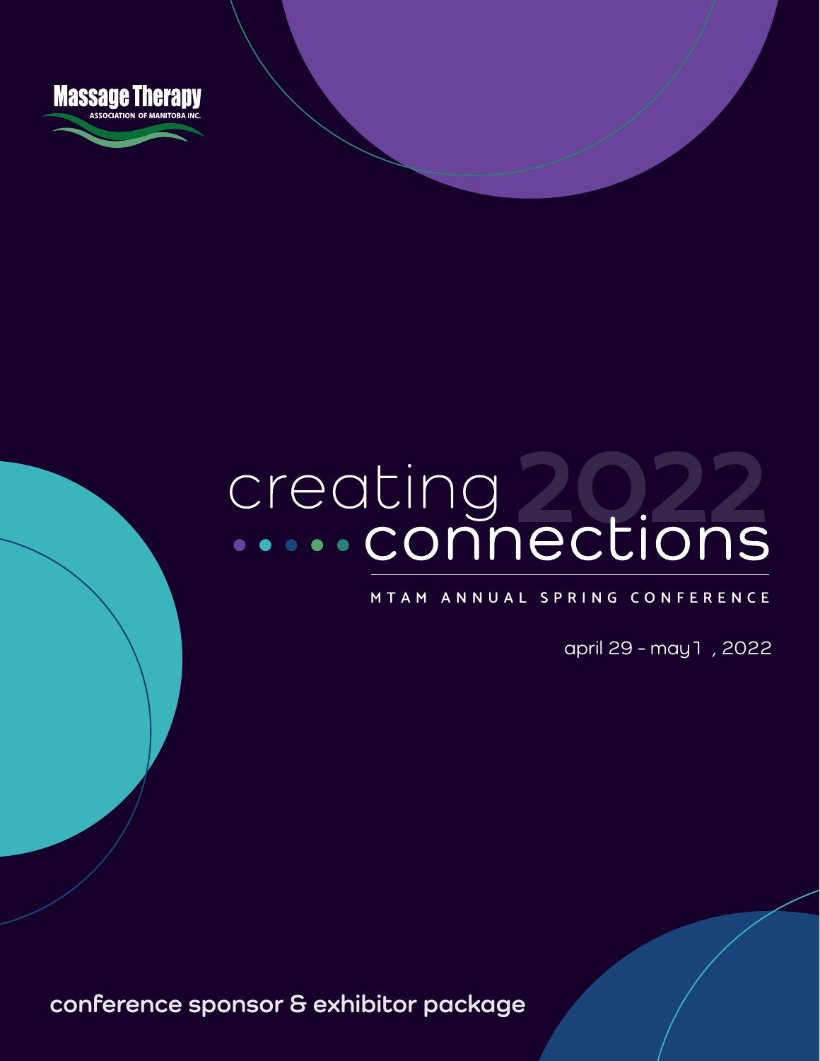Massage Therapy
ASSOCIATION OF MANITOBA INC.

# creating connections 2022

MTAM ANNUAL SPRING CONFERENCE

april 29 - may 1, 2022

**conference sponsor & exhibitor package**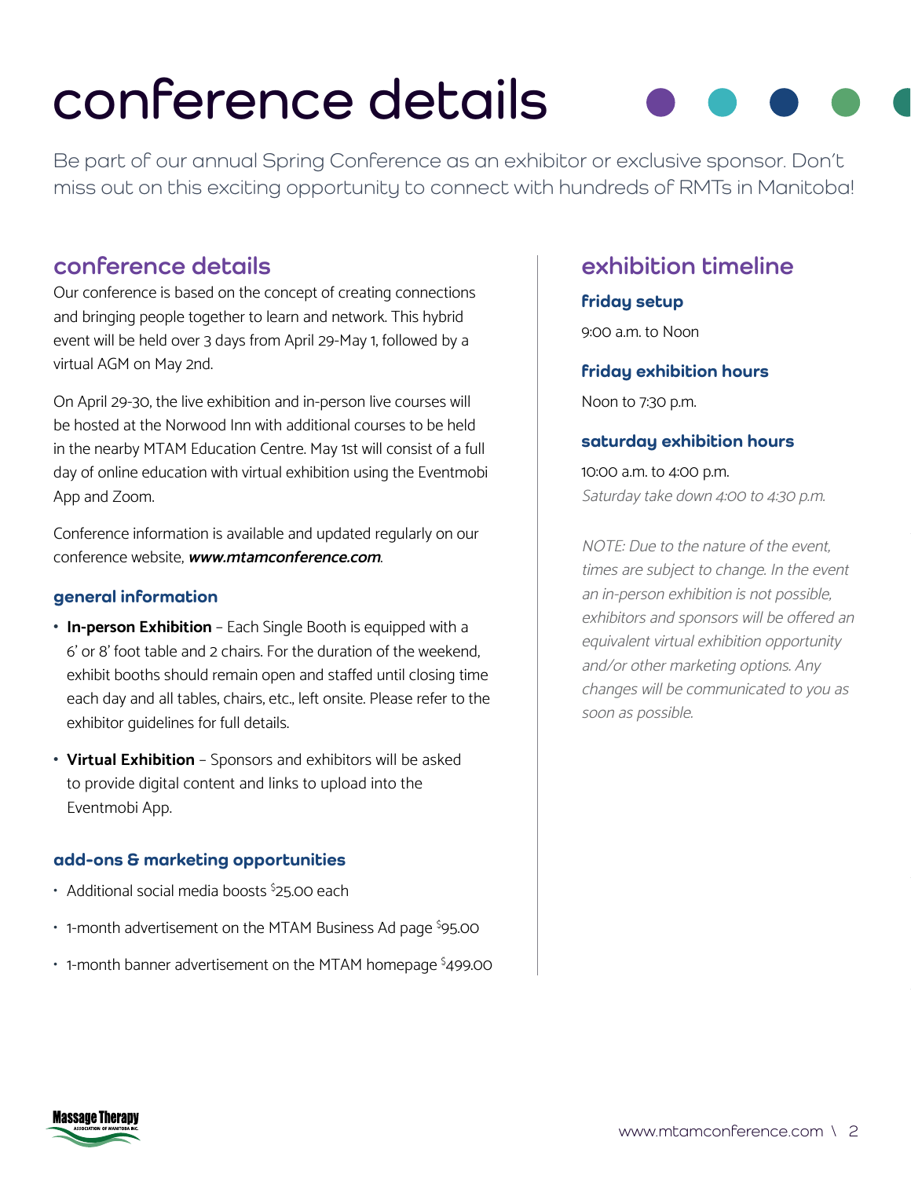# conference details

Be part of our annual Spring Conference as an exhibitor or exclusive sponsor. Don't miss out on this exciting opportunity to connect with hundreds of RMTs in Manitoba!

## conference details

Our conference is based on the concept of creating connections and bringing people together to learn and network. This hybrid event will be held over 3 days from April 29-May 1, followed by a virtual AGM on May 2nd.

On April 29-30, the live exhibition and in-person live courses will be hosted at the Norwood Inn with additional courses to be held in the nearby MTAM Education Centre. May 1st will consist of a full day of online education with virtual exhibition using the Eventmobi App and Zoom.

Conference information is available and updated regularly on our conference website, ***www.mtamconference.com***.

### general information

- **In-person Exhibition** – Each Single Booth is equipped with a 6' or 8' foot table and 2 chairs. For the duration of the weekend, exhibit booths should remain open and staffed until closing time each day and all tables, chairs, etc., left onsite. Please refer to the exhibitor guidelines for full details.
- **Virtual Exhibition** – Sponsors and exhibitors will be asked to provide digital content and links to upload into the Eventmobi App.

### add-ons & marketing opportunities

- Additional social media boosts $25.00 each
- 1-month advertisement on the MTAM Business Ad page $95.00
- 1-month banner advertisement on the MTAM homepage $499.00

## exhibition timeline

### friday setup

9:00 a.m. to Noon

### friday exhibition hours

Noon to 7:30 p.m.

### saturday exhibition hours

10:00 a.m. to 4:00 p.m.
*Saturday take down 4:00 to 4:30 p.m.*

*NOTE: Due to the nature of the event, times are subject to change. In the event an in-person exhibition is not possible, exhibitors and sponsors will be offered an equivalent virtual exhibition opportunity and/or other marketing options. Any changes will be communicated to you as soon as possible.*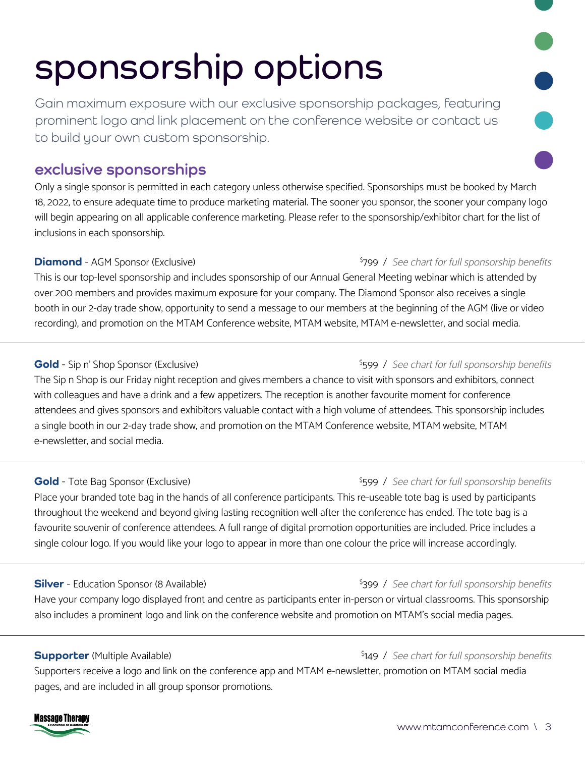# sponsorship options

Gain maximum exposure with our exclusive sponsorship packages, featuring prominent logo and link placement on the conference website or contact us to build your own custom sponsorship.

## exclusive sponsorships

Only a single sponsor is permitted in each category unless otherwise specified. Sponsorships must be booked by March 18, 2022, to ensure adequate time to produce marketing material. The sooner you sponsor, the sooner your company logo will begin appearing on all applicable conference marketing. Please refer to the sponsorship/exhibitor chart for the list of inclusions in each sponsorship.

**Diamond** - AGM Sponsor (Exclusive) — $799 / *See chart for full sponsorship benefits*

This is our top-level sponsorship and includes sponsorship of our Annual General Meeting webinar which is attended by over 200 members and provides maximum exposure for your company. The Diamond Sponsor also receives a single booth in our 2-day trade show, opportunity to send a message to our members at the beginning of the AGM (live or video recording), and promotion on the MTAM Conference website, MTAM website, MTAM e-newsletter, and social media.

---

**Gold** - Sip n' Shop Sponsor (Exclusive) — $599 / *See chart for full sponsorship benefits*

The Sip n Shop is our Friday night reception and gives members a chance to visit with sponsors and exhibitors, connect with colleagues and have a drink and a few appetizers. The reception is another favourite moment for conference attendees and gives sponsors and exhibitors valuable contact with a high volume of attendees. This sponsorship includes a single booth in our 2-day trade show, and promotion on the MTAM Conference website, MTAM website, MTAM e-newsletter, and social media.

---

**Gold** - Tote Bag Sponsor (Exclusive) — $599 / *See chart for full sponsorship benefits*

Place your branded tote bag in the hands of all conference participants. This re-useable tote bag is used by participants throughout the weekend and beyond giving lasting recognition well after the conference has ended. The tote bag is a favourite souvenir of conference attendees. A full range of digital promotion opportunities are included. Price includes a single colour logo. If you would like your logo to appear in more than one colour the price will increase accordingly.

---

**Silver** - Education Sponsor (8 Available) — $399 / *See chart for full sponsorship benefits*

Have your company logo displayed front and centre as participants enter in-person or virtual classrooms. This sponsorship also includes a prominent logo and link on the conference website and promotion on MTAM's social media pages.

---

**Supporter** (Multiple Available) — $149 / *See chart for full sponsorship benefits*

Supporters receive a logo and link on the conference app and MTAM e-newsletter, promotion on MTAM social media pages, and are included in all group sponsor promotions.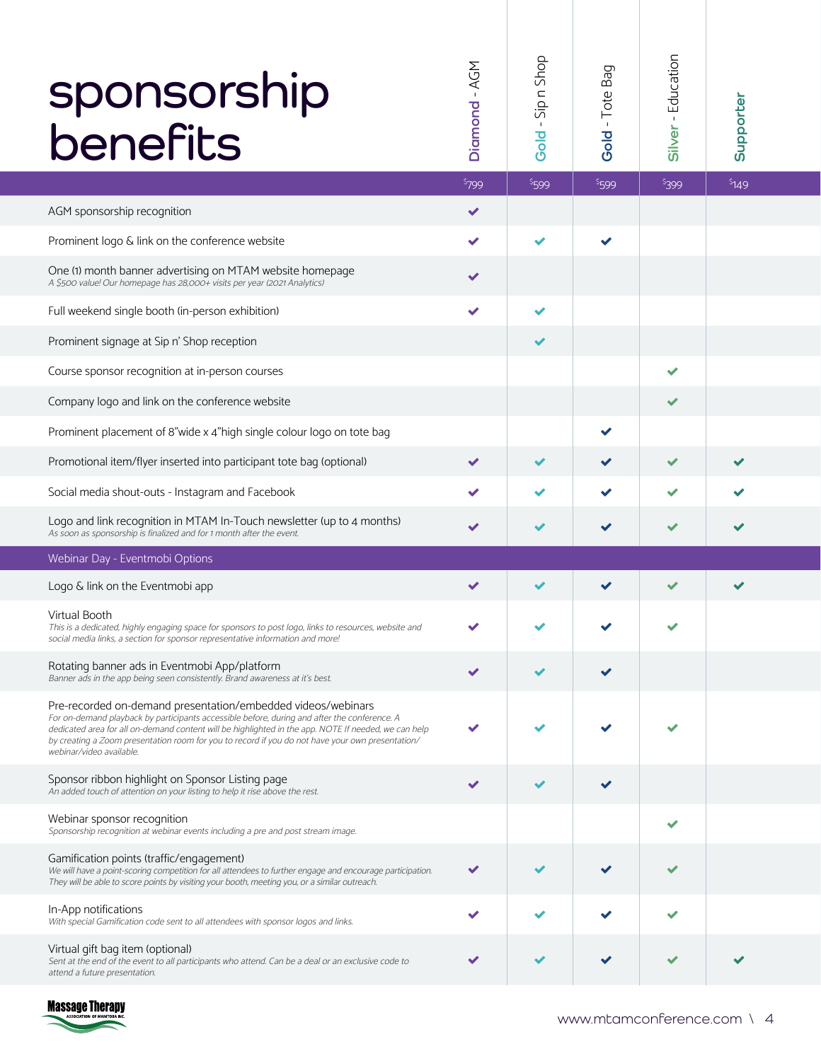# sponsorship benefits

| | Diamond - AGM | Gold - Sip n Shop | Gold - Tote Bag | Silver - Education | Supporter |
|---|---|---|---|---|---|
| | $799 | $599 | $599 | $399 | $149 |
| AGM sponsorship recognition | ✔ | | | | |
| Prominent logo & link on the conference website | ✔ | ✔ | ✔ | | |
| One (1) month banner advertising on MTAM website homepage<br>*A $500 value! Our homepage has 28,000+ visits per year (2021 Analytics)* | ✔ | | | | |
| Full weekend single booth (in-person exhibition) | ✔ | ✔ | | | |
| Prominent signage at Sip n' Shop reception | | ✔ | | | |
| Course sponsor recognition at in-person courses | | | | ✔ | |
| Company logo and link on the conference website | | | | ✔ | |
| Prominent placement of 8"wide x 4"high single colour logo on tote bag | | | ✔ | | |
| Promotional item/flyer inserted into participant tote bag (optional) | ✔ | ✔ | ✔ | ✔ | ✔ |
| Social media shout-outs - Instagram and Facebook | ✔ | ✔ | ✔ | ✔ | ✔ |
| Logo and link recognition in MTAM In-Touch newsletter (up to 4 months)<br>*As soon as sponsorship is finalized and for 1 month after the event.* | ✔ | ✔ | ✔ | ✔ | ✔ |
| **Webinar Day - Eventmobi Options** | | | | | |
| Logo & link on the Eventmobi app | ✔ | ✔ | ✔ | ✔ | ✔ |
| Virtual Booth<br>*This is a dedicated, highly engaging space for sponsors to post logo, links to resources, website and social media links, a section for sponsor representative information and more!* | ✔ | ✔ | ✔ | ✔ | |
| Rotating banner ads in Eventmobi App/platform<br>*Banner ads in the app being seen consistently. Brand awareness at it's best.* | ✔ | ✔ | ✔ | | |
| Pre-recorded on-demand presentation/embedded videos/webinars<br>*For on-demand playback by participants accessible before, during and after the conference. A dedicated area for all on-demand content will be highlighted in the app. NOTE If needed, we can help by creating a Zoom presentation room for you to record if you do not have your own presentation/ webinar/video available.* | ✔ | ✔ | ✔ | ✔ | |
| Sponsor ribbon highlight on Sponsor Listing page<br>*An added touch of attention on your listing to help it rise above the rest.* | ✔ | ✔ | ✔ | | |
| Webinar sponsor recognition<br>*Sponsorship recognition at webinar events including a pre and post stream image.* | | | | ✔ | |
| Gamification points (traffic/engagement)<br>*We will have a point-scoring competition for all attendees to further engage and encourage participation. They will be able to score points by visiting your booth, meeting you, or a similar outreach.* | ✔ | ✔ | ✔ | ✔ | |
| In-App notifications<br>*With special Gamification code sent to all attendees with sponsor logos and links.* | ✔ | ✔ | ✔ | ✔ | |
| Virtual gift bag item (optional)<br>*Sent at the end of the event to all participants who attend. Can be a deal or an exclusive code to attend a future presentation.* | ✔ | ✔ | ✔ | ✔ | ✔ |

Massage Therapy Association of Manitoba Inc.

www.mtamconference.com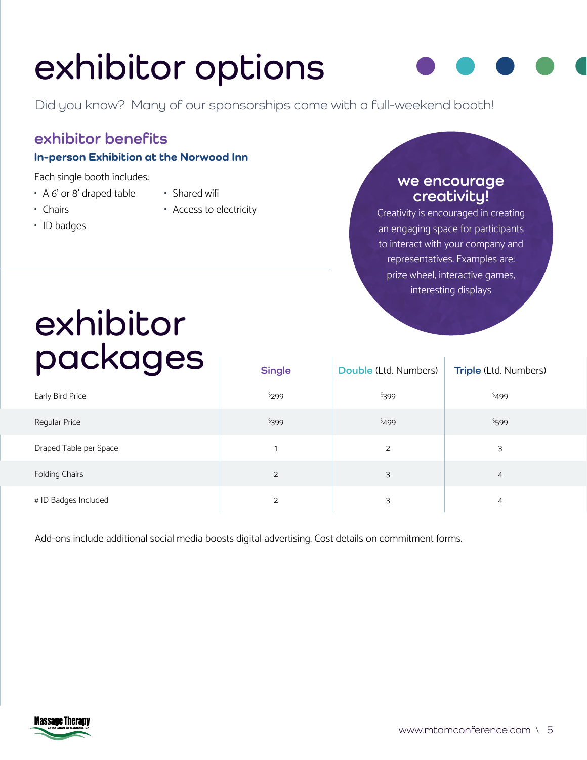# exhibitor options

Did you know? Many of our sponsorships come with a full-weekend booth!

## exhibitor benefits

### In-person Exhibition at the Norwood Inn

Each single booth includes:

- A 6' or 8' draped table
- Chairs
- ID badges
- Shared wifi
- Access to electricity

### we encourage creativity!

Creativity is encouraged in creating an engaging space for participants to interact with your company and representatives. Examples are: prize wheel, interactive games, interesting displays

# exhibitor packages

| | Single | Double (Ltd. Numbers) | Triple (Ltd. Numbers) |
|---|---|---|---|
| Early Bird Price | $299 | $399 | $499 |
| Regular Price | $399 | $499 | $599 |
| Draped Table per Space | 1 | 2 | 3 |
| Folding Chairs | 2 | 3 | 4 |
| # ID Badges Included | 2 | 3 | 4 |

Add-ons include additional social media boosts digital advertising. Cost details on commitment forms.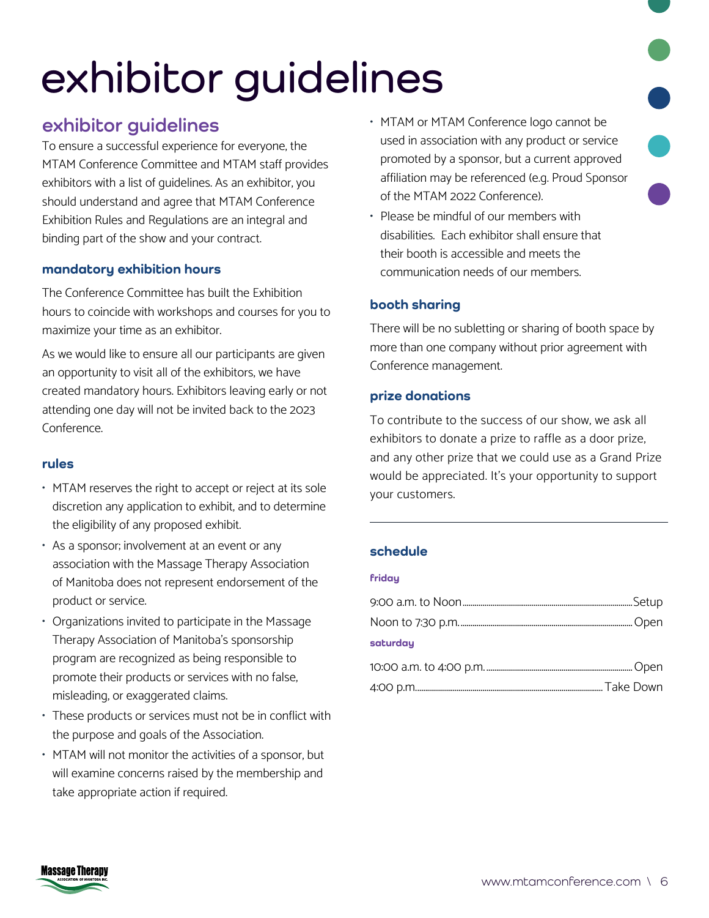# exhibitor guidelines

## exhibitor guidelines

To ensure a successful experience for everyone, the MTAM Conference Committee and MTAM staff provides exhibitors with a list of guidelines. As an exhibitor, you should understand and agree that MTAM Conference Exhibition Rules and Regulations are an integral and binding part of the show and your contract.

### mandatory exhibition hours

The Conference Committee has built the Exhibition hours to coincide with workshops and courses for you to maximize your time as an exhibitor.

As we would like to ensure all our participants are given an opportunity to visit all of the exhibitors, we have created mandatory hours. Exhibitors leaving early or not attending one day will not be invited back to the 2023 Conference.

### rules

- MTAM reserves the right to accept or reject at its sole discretion any application to exhibit, and to determine the eligibility of any proposed exhibit.
- As a sponsor; involvement at an event or any association with the Massage Therapy Association of Manitoba does not represent endorsement of the product or service.
- Organizations invited to participate in the Massage Therapy Association of Manitoba's sponsorship program are recognized as being responsible to promote their products or services with no false, misleading, or exaggerated claims.
- These products or services must not be in conflict with the purpose and goals of the Association.
- MTAM will not monitor the activities of a sponsor, but will examine concerns raised by the membership and take appropriate action if required.
- MTAM or MTAM Conference logo cannot be used in association with any product or service promoted by a sponsor, but a current approved affiliation may be referenced (e.g. Proud Sponsor of the MTAM 2022 Conference).
- Please be mindful of our members with disabilities. Each exhibitor shall ensure that their booth is accessible and meets the communication needs of our members.

### booth sharing

There will be no subletting or sharing of booth space by more than one company without prior agreement with Conference management.

### prize donations

To contribute to the success of our show, we ask all exhibitors to donate a prize to raffle as a door prize, and any other prize that we could use as a Grand Prize would be appreciated. It's your opportunity to support your customers.

---

### schedule

**friday**

9:00 a.m. to Noon........Setup
Noon to 7:30 p.m........Open

**saturday**

10:00 a.m. to 4:00 p.m........Open
4:00 p.m........Take Down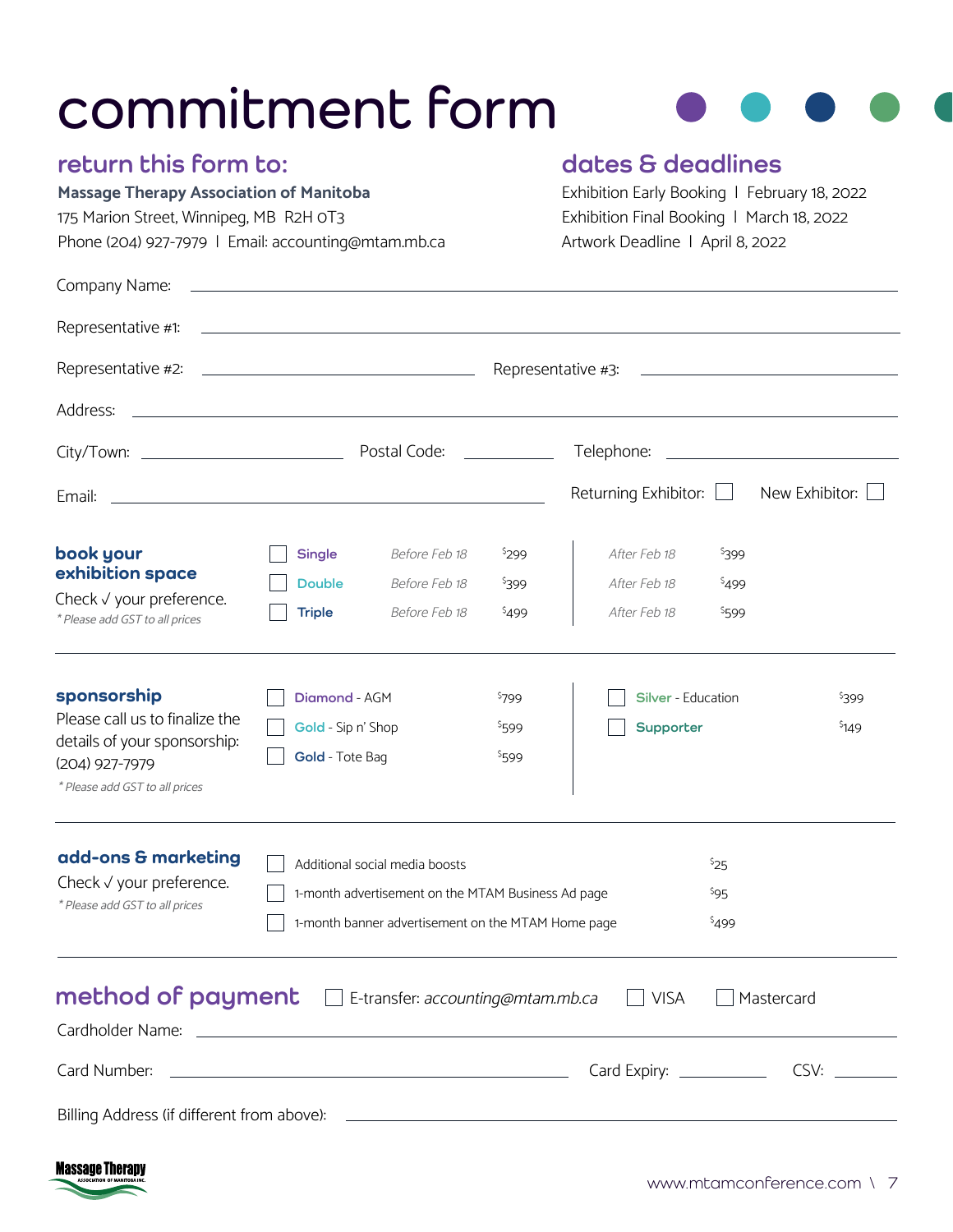# commitment form

## return this form to:

**Massage Therapy Association of Manitoba**
175 Marion Street, Winnipeg, MB R2H 0T3
Phone (204) 927-7979 | Email: accounting@mtam.mb.ca

## dates & deadlines

Exhibition Early Booking | February 18, 2022
Exhibition Final Booking | March 18, 2022
Artwork Deadline | April 8, 2022

Company Name: ______________________________

Representative #1: ______________________________

Representative #2: ______________________ Representative #3: ______________________

Address: ______________________________

City/Town: ______________ Postal Code: __________ Telephone: ______________

Email: ______________________________ Returning Exhibitor: ☐ New Exhibitor: ☐

## book your exhibition space

Check √ your preference.
*\* Please add GST to all prices*

| | | | | |
|---|---|---|---|---|
| ☐ **Single** | *Before Feb 18* | $299 | *After Feb 18* | $399 |
| ☐ **Double** | *Before Feb 18* | $399 | *After Feb 18* | $499 |
| ☐ **Triple** | *Before Feb 18* | $499 | *After Feb 18* | $599 |

## sponsorship

Please call us to finalize the details of your sponsorship: (204) 927-7979
*\* Please add GST to all prices*

| | | | |
|---|---|---|---|
| ☐ **Diamond** - AGM | $799 | ☐ **Silver** - Education | $399 |
| ☐ **Gold** - Sip n' Shop | $599 | ☐ **Supporter** | $149 |
| ☐ **Gold** - Tote Bag | $599 | | |

## add-ons & marketing

Check √ your preference.
*\* Please add GST to all prices*

| | |
|---|---|
| ☐ Additional social media boosts | $25 |
| ☐ 1-month advertisement on the MTAM Business Ad page | $95 |
| ☐ 1-month banner advertisement on the MTAM Home page | $499 |

## method of payment

☐ E-transfer: *accounting@mtam.mb.ca* ☐ VISA ☐ Mastercard

Cardholder Name: ______________________________

Card Number: ______________________ Card Expiry: __________ CSV: ________

Billing Address (if different from above): ______________________________

www.mtamconference.com